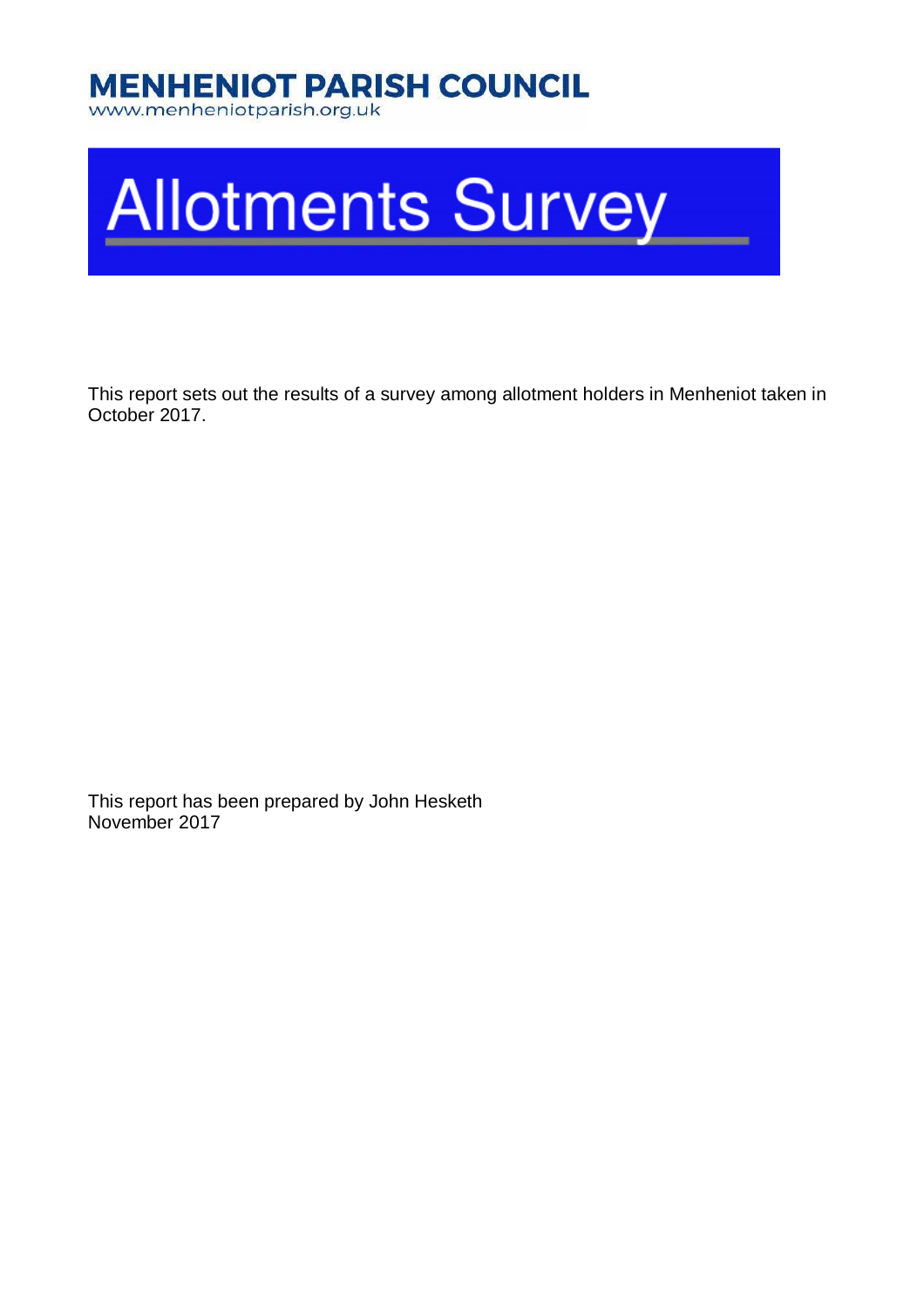**MENHENIOT PARISH COUNCIL**
www.menheniotparish.org.uk

# Allotments Survey

This report sets out the results of a survey among allotment holders in Menheniot taken in October 2017.

This report has been prepared by John Hesketh
November 2017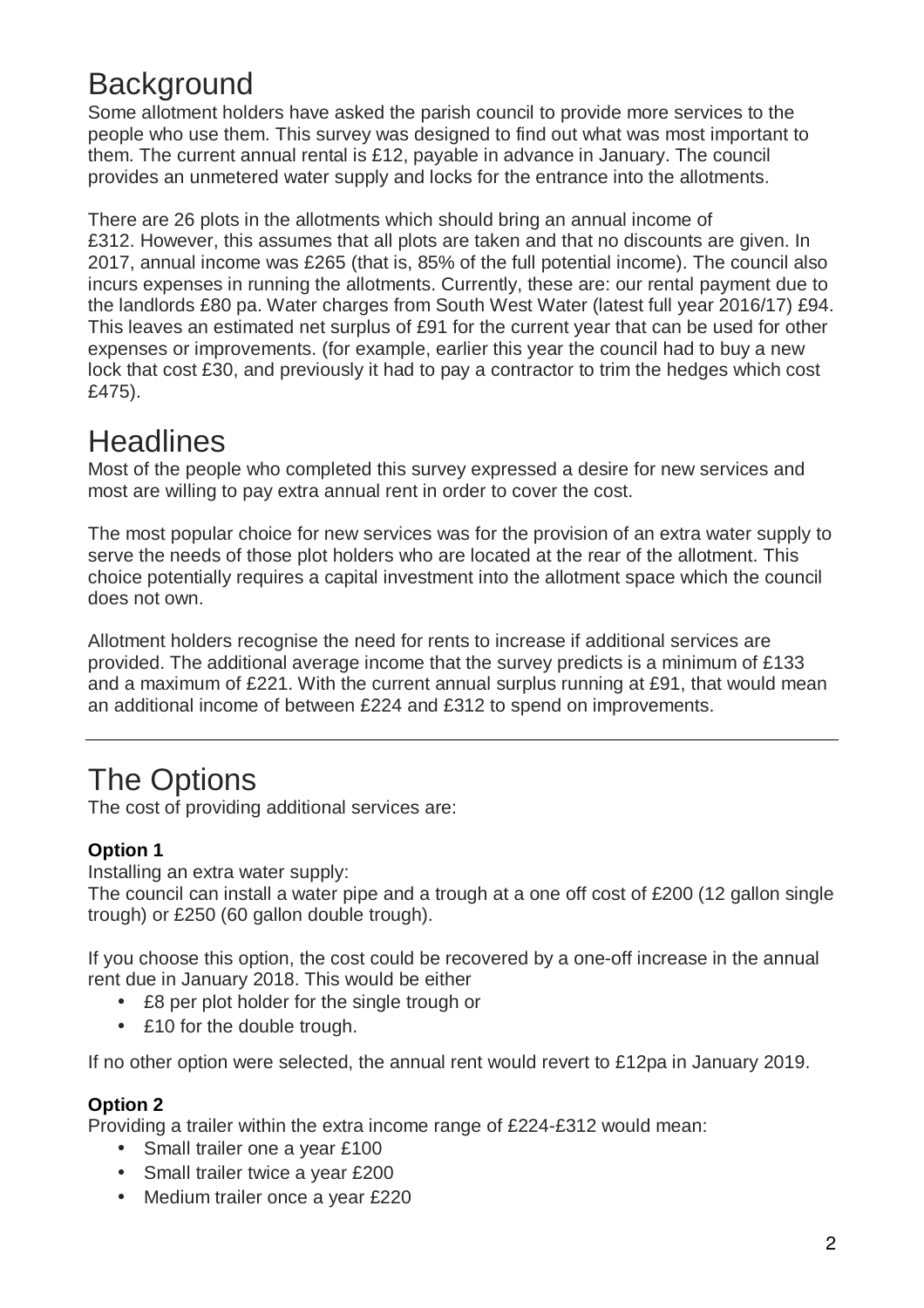# Background

Some allotment holders have asked the parish council to provide more services to the people who use them. This survey was designed to find out what was most important to them. The current annual rental is £12, payable in advance in January. The council provides an unmetered water supply and locks for the entrance into the allotments.

There are 26 plots in the allotments which should bring an annual income of £312. However, this assumes that all plots are taken and that no discounts are given. In 2017, annual income was £265 (that is, 85% of the full potential income). The council also incurs expenses in running the allotments. Currently, these are: our rental payment due to the landlords £80 pa. Water charges from South West Water (latest full year 2016/17) £94. This leaves an estimated net surplus of £91 for the current year that can be used for other expenses or improvements. (for example, earlier this year the council had to buy a new lock that cost £30, and previously it had to pay a contractor to trim the hedges which cost £475).

# Headlines

Most of the people who completed this survey expressed a desire for new services and most are willing to pay extra annual rent in order to cover the cost.

The most popular choice for new services was for the provision of an extra water supply to serve the needs of those plot holders who are located at the rear of the allotment. This choice potentially requires a capital investment into the allotment space which the council does not own.

Allotment holders recognise the need for rents to increase if additional services are provided. The additional average income that the survey predicts is a minimum of £133 and a maximum of £221. With the current annual surplus running at £91, that would mean an additional income of between £224 and £312 to spend on improvements.

---

# The Options

The cost of providing additional services are:

**Option 1**

Installing an extra water supply:
The council can install a water pipe and a trough at a one off cost of £200 (12 gallon single trough) or £250 (60 gallon double trough).

If you choose this option, the cost could be recovered by a one-off increase in the annual rent due in January 2018. This would be either

- £8 per plot holder for the single trough or
- £10 for the double trough.

If no other option were selected, the annual rent would revert to £12pa in January 2019.

**Option 2**

Providing a trailer within the extra income range of £224-£312 would mean:

- Small trailer one a year £100
- Small trailer twice a year £200
- Medium trailer once a year £220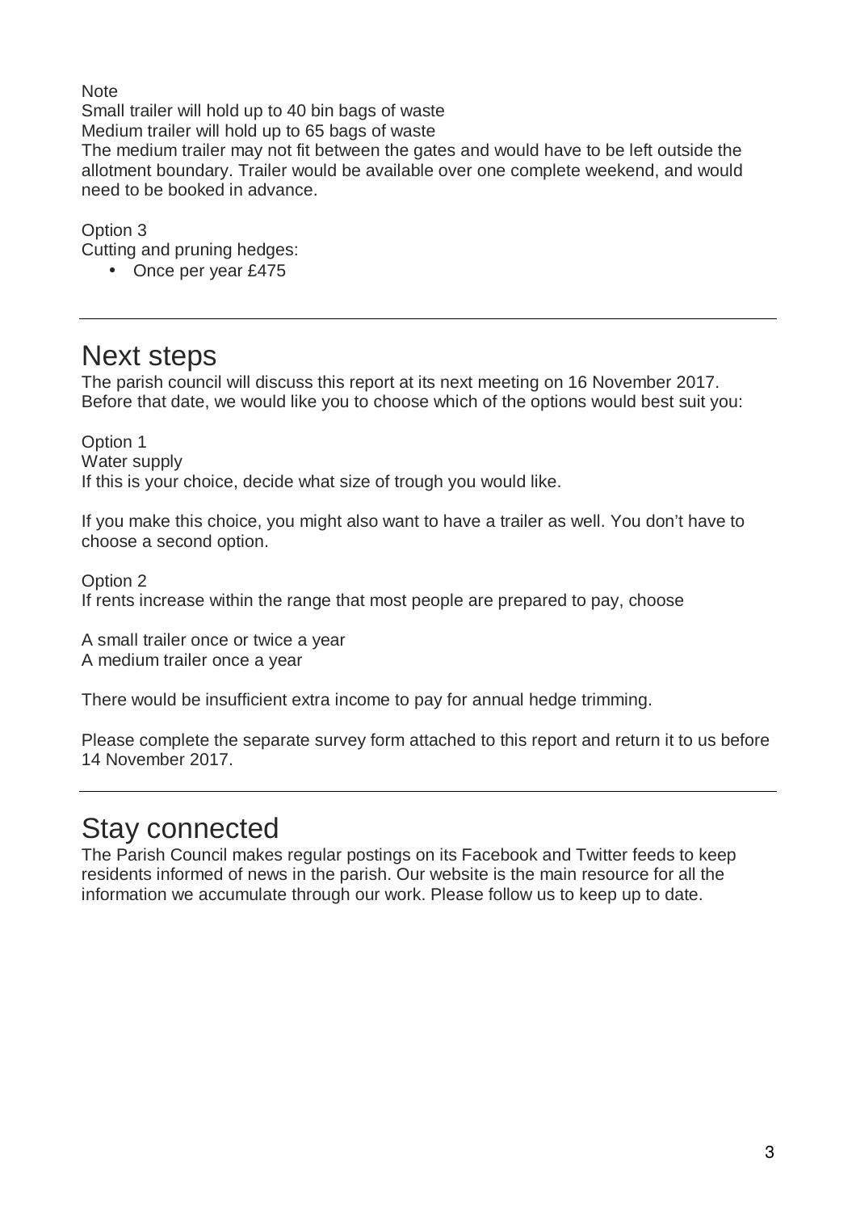Note

Small trailer will hold up to 40 bin bags of waste

Medium trailer will hold up to 65 bags of waste

The medium trailer may not fit between the gates and would have to be left outside the allotment boundary. Trailer would be available over one complete weekend, and would need to be booked in advance.

Option 3

Cutting and pruning hedges:

- Once per year £475

---

## Next steps

The parish council will discuss this report at its next meeting on 16 November 2017. Before that date, we would like you to choose which of the options would best suit you:

Option 1

Water supply

If this is your choice, decide what size of trough you would like.

If you make this choice, you might also want to have a trailer as well. You don't have to choose a second option.

Option 2

If rents increase within the range that most people are prepared to pay, choose

A small trailer once or twice a year

A medium trailer once a year

There would be insufficient extra income to pay for annual hedge trimming.

Please complete the separate survey form attached to this report and return it to us before 14 November 2017.

---

## Stay connected

The Parish Council makes regular postings on its Facebook and Twitter feeds to keep residents informed of news in the parish. Our website is the main resource for all the information we accumulate through our work. Please follow us to keep up to date.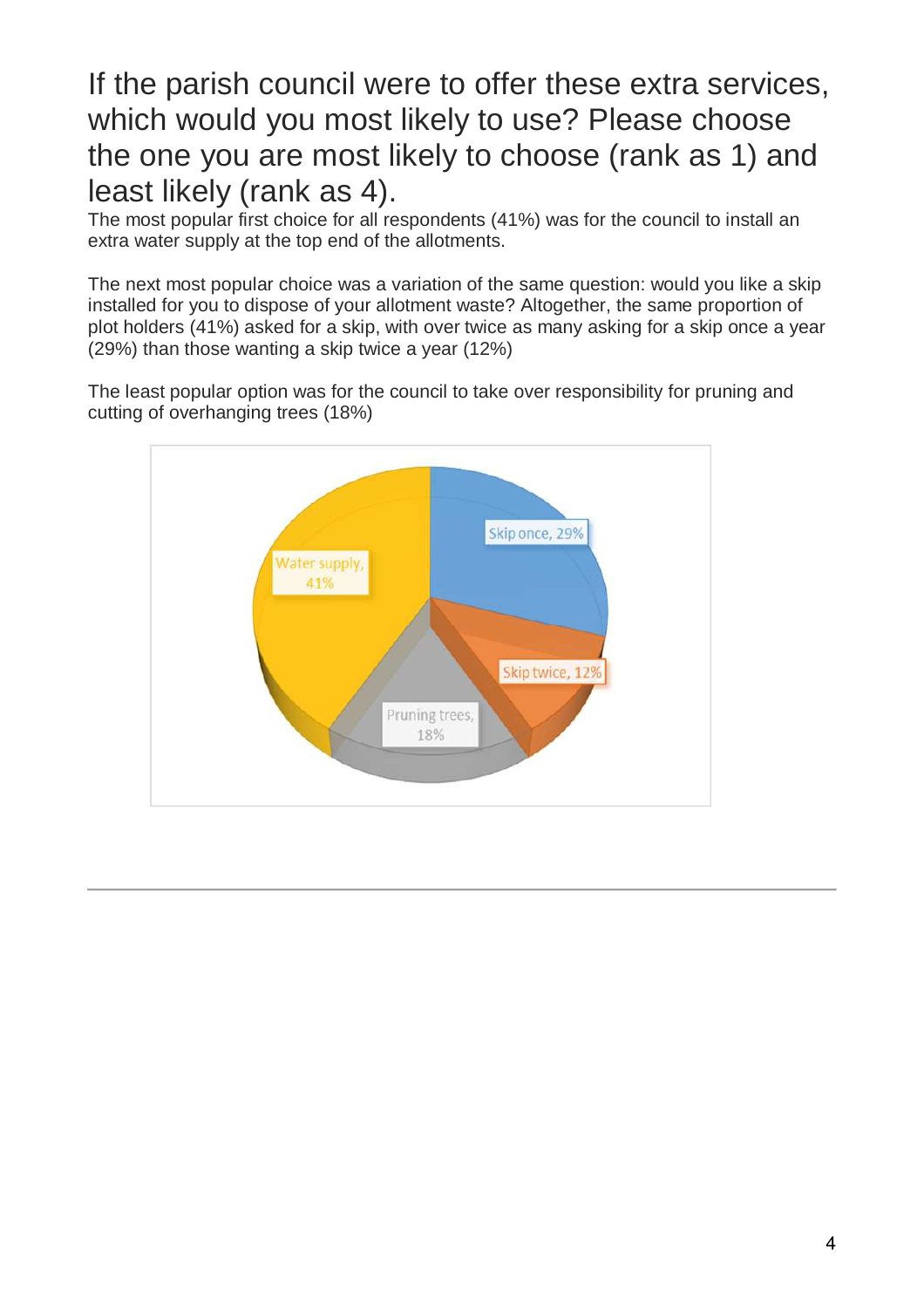## If the parish council were to offer these extra services, which would you most likely to use? Please choose the one you are most likely to choose (rank as 1) and least likely (rank as 4).

The most popular first choice for all respondents (41%) was for the council to install an extra water supply at the top end of the allotments.

The next most popular choice was a variation of the same question: would you like a skip installed for you to dispose of your allotment waste? Altogether, the same proportion of plot holders (41%) asked for a skip, with over twice as many asking for a skip once a year (29%) than those wanting a skip twice a year (12%)

The least popular option was for the council to take over responsibility for pruning and cutting of overhanging trees (18%)

Water supply, 41%

Skip once, 29%

Skip twice, 12%

Pruning trees, 18%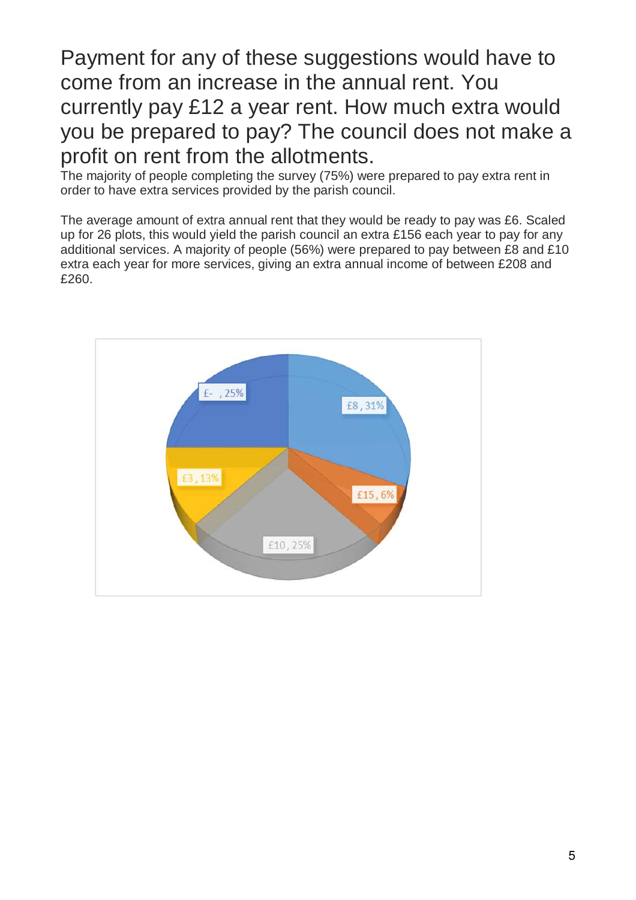## Payment for any of these suggestions would have to come from an increase in the annual rent. You currently pay £12 a year rent. How much extra would you be prepared to pay? The council does not make a profit on rent from the allotments.

The majority of people completing the survey (75%) were prepared to pay extra rent in order to have extra services provided by the parish council.

The average amount of extra annual rent that they would be ready to pay was £6. Scaled up for 26 plots, this would yield the parish council an extra £156 each year to pay for any additional services. A majority of people (56%) were prepared to pay between £8 and £10 extra each year for more services, giving an extra annual income of between £208 and £260.

| Extra amount | Percentage |
|---|---|
| £- | 25% |
| £8 | 31% |
| £15 | 6% |
| £10 | 25% |
| £3 | 13% |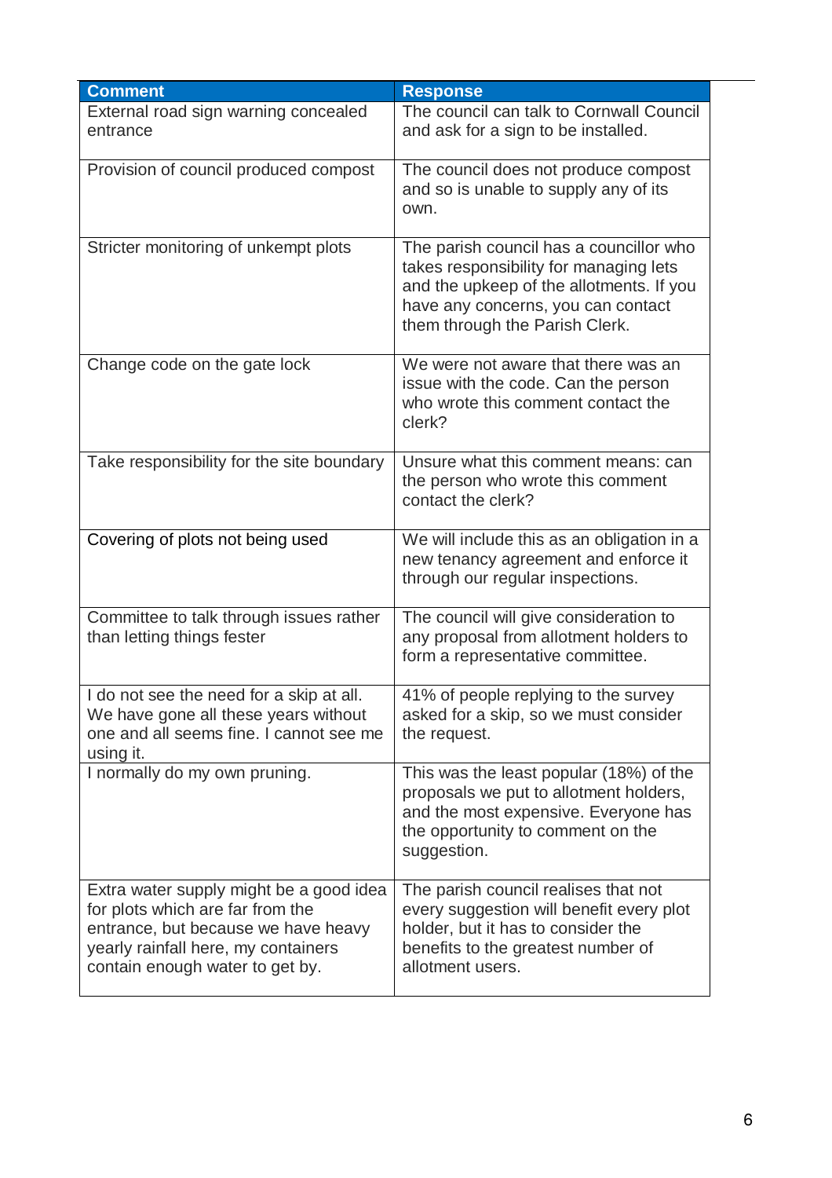| Comment | Response |
| --- | --- |
| External road sign warning concealed entrance | The council can talk to Cornwall Council and ask for a sign to be installed. |
| Provision of council produced compost | The council does not produce compost and so is unable to supply any of its own. |
| Stricter monitoring of unkempt plots | The parish council has a councillor who takes responsibility for managing lets and the upkeep of the allotments. If you have any concerns, you can contact them through the Parish Clerk. |
| Change code on the gate lock | We were not aware that there was an issue with the code. Can the person who wrote this comment contact the clerk? |
| Take responsibility for the site boundary | Unsure what this comment means: can the person who wrote this comment contact the clerk? |
| Covering of plots not being used | We will include this as an obligation in a new tenancy agreement and enforce it through our regular inspections. |
| Committee to talk through issues rather than letting things fester | The council will give consideration to any proposal from allotment holders to form a representative committee. |
| I do not see the need for a skip at all. We have gone all these years without one and all seems fine. I cannot see me using it. | 41% of people replying to the survey asked for a skip, so we must consider the request. |
| I normally do my own pruning. | This was the least popular (18%) of the proposals we put to allotment holders, and the most expensive. Everyone has the opportunity to comment on the suggestion. |
| Extra water supply might be a good idea for plots which are far from the entrance, but because we have heavy yearly rainfall here, my containers contain enough water to get by. | The parish council realises that not every suggestion will benefit every plot holder, but it has to consider the benefits to the greatest number of allotment users. |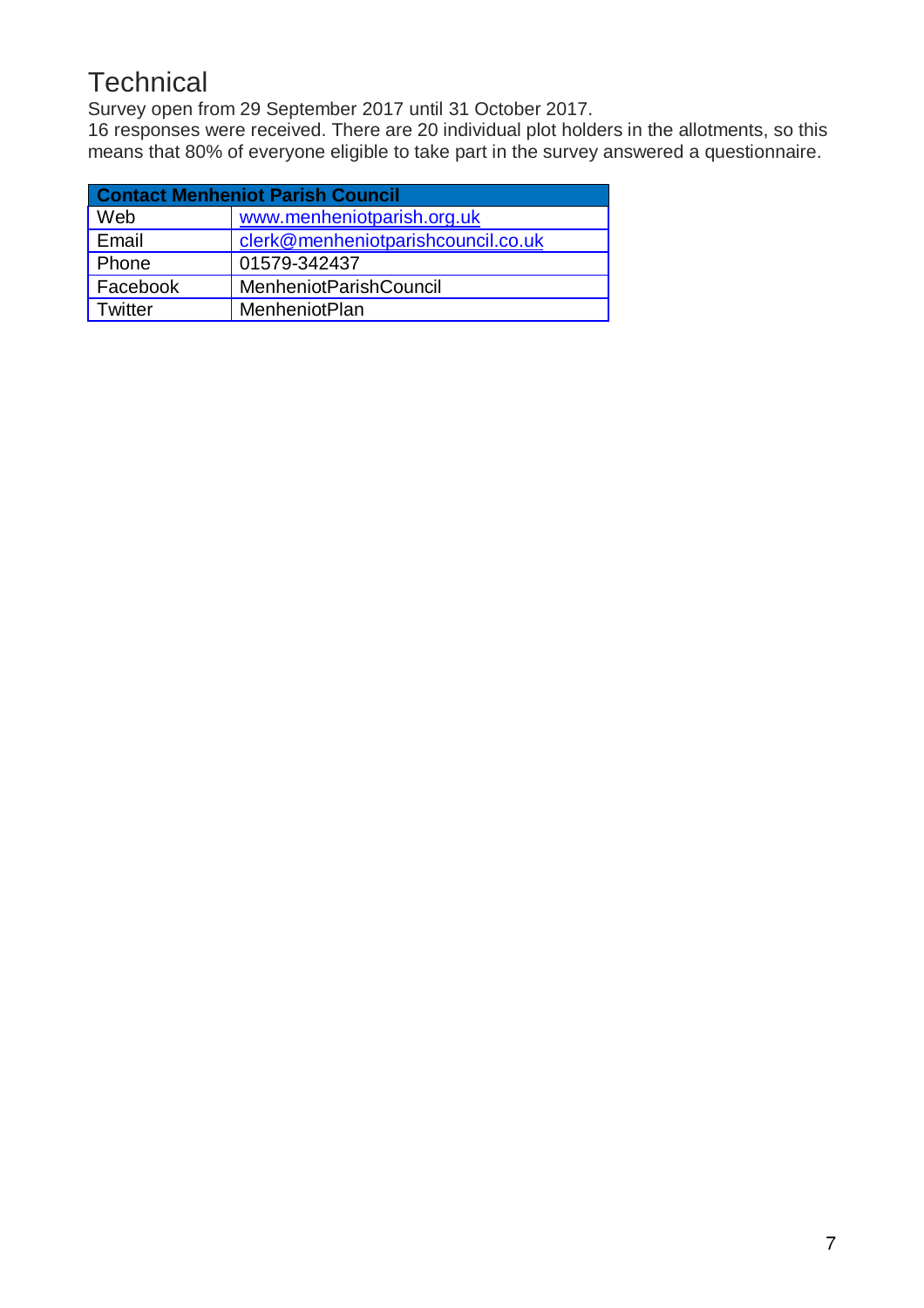# Technical

Survey open from 29 September 2017 until 31 October 2017.
16 responses were received. There are 20 individual plot holders in the allotments, so this means that 80% of everyone eligible to take part in the survey answered a questionnaire.

| Contact Menheniot Parish Council | |
|---|---|
| Web | www.menheniotparish.org.uk |
| Email | clerk@menheniotparishcouncil.co.uk |
| Phone | 01579-342437 |
| Facebook | MenheniotParishCouncil |
| Twitter | MenheniotPlan |